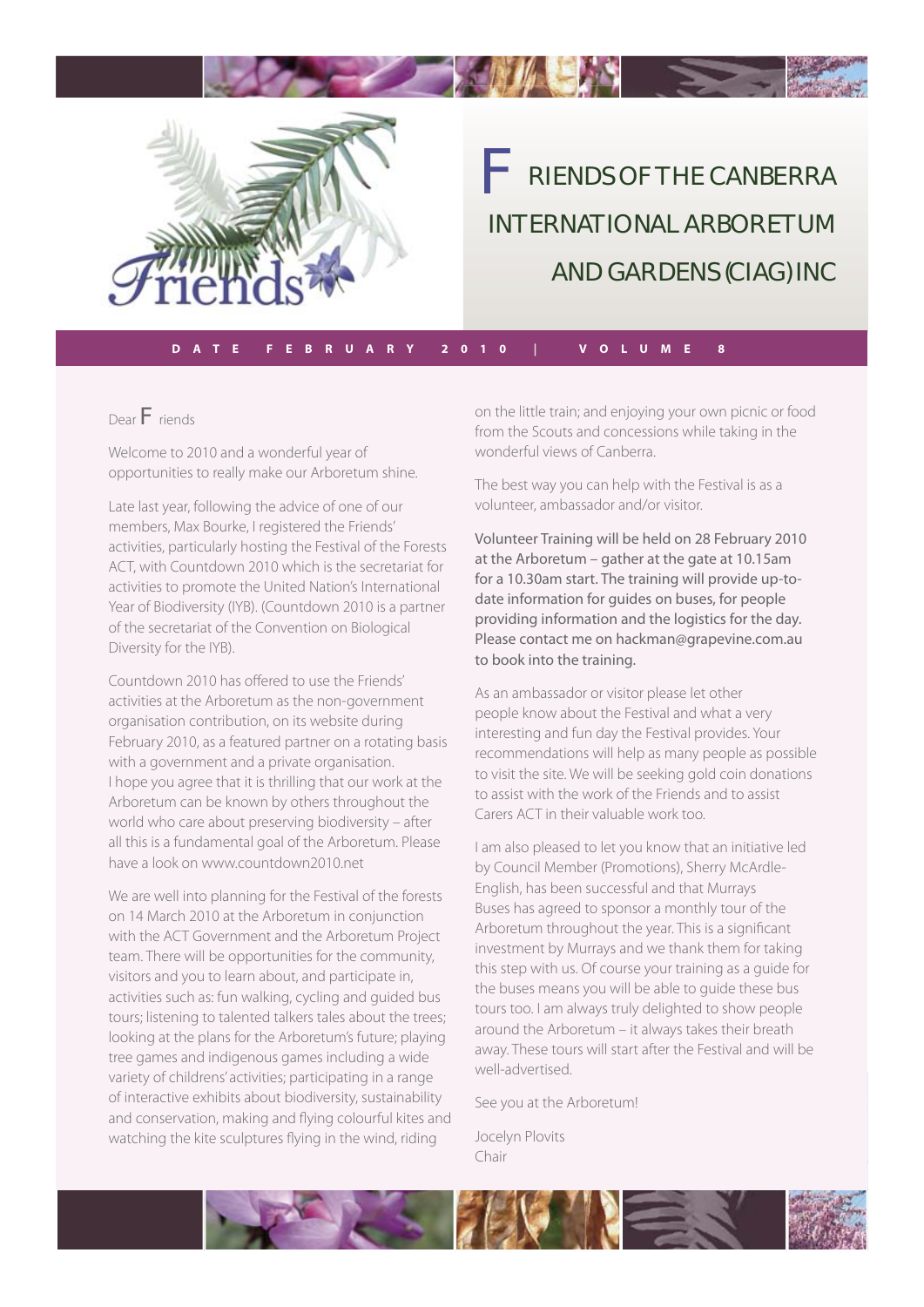Friends

# FRIENDS OF THE CANBERRA INTERNATIONAL ARBORETUM AND GARDENS (CIAG) INC

**DATE FEBRUARY 2010 | VOLUME 8**

Dear Friends

Welcome to 2010 and a wonderful year of opportunities to really make our Arboretum shine.

Late last year, following the advice of one of our members, Max Bourke, I registered the Friends' activities, particularly hosting the Festival of the Forests ACT, with Countdown 2010 which is the secretariat for activities to promote the United Nation's International Year of Biodiversity (IYB). (Countdown 2010 is a partner of the secretariat of the Convention on Biological Diversity for the IYB).

Countdown 2010 has offered to use the Friends' activities at the Arboretum as the non-government organisation contribution, on its website during February 2010, as a featured partner on a rotating basis with a government and a private organisation. I hope you agree that it is thrilling that our work at the Arboretum can be known by others throughout the world who care about preserving biodiversity – after all this is a fundamental goal of the Arboretum. Please have a look on www.countdown2010.net

We are well into planning for the Festival of the forests on 14 March 2010 at the Arboretum in conjunction with the ACT Government and the Arboretum Project team. There will be opportunities for the community, visitors and you to learn about, and participate in, activities such as: fun walking, cycling and guided bus tours; listening to talented talkers tales about the trees; looking at the plans for the Arboretum's future; playing tree games and indigenous games including a wide variety of childrens' activities; participating in a range of interactive exhibits about biodiversity, sustainability and conservation, making and flying colourful kites and watching the kite sculptures flying in the wind, riding on the little train; and enjoying your own picnic or food from the Scouts and concessions while taking in the wonderful views of Canberra.

The best way you can help with the Festival is as a volunteer, ambassador and/or visitor.

Volunteer Training will be held on 28 February 2010 at the Arboretum – gather at the gate at 10.15am for a 10.30am start. The training will provide up-to-date information for guides on buses, for people providing information and the logistics for the day. Please contact me on hackman@grapevine.com.au to book into the training.

As an ambassador or visitor please let other people know about the Festival and what a very interesting and fun day the Festival provides. Your recommendations will help as many people as possible to visit the site. We will be seeking gold coin donations to assist with the work of the Friends and to assist Carers ACT in their valuable work too.

I am also pleased to let you know that an initiative led by Council Member (Promotions), Sherry McArdle-English, has been successful and that Murrays Buses has agreed to sponsor a monthly tour of the Arboretum throughout the year. This is a significant investment by Murrays and we thank them for taking this step with us. Of course your training as a guide for the buses means you will be able to guide these bus tours too. I am always truly delighted to show people around the Arboretum – it always takes their breath away. These tours will start after the Festival and will be well-advertised.

See you at the Arboretum!

Jocelyn Plovits
Chair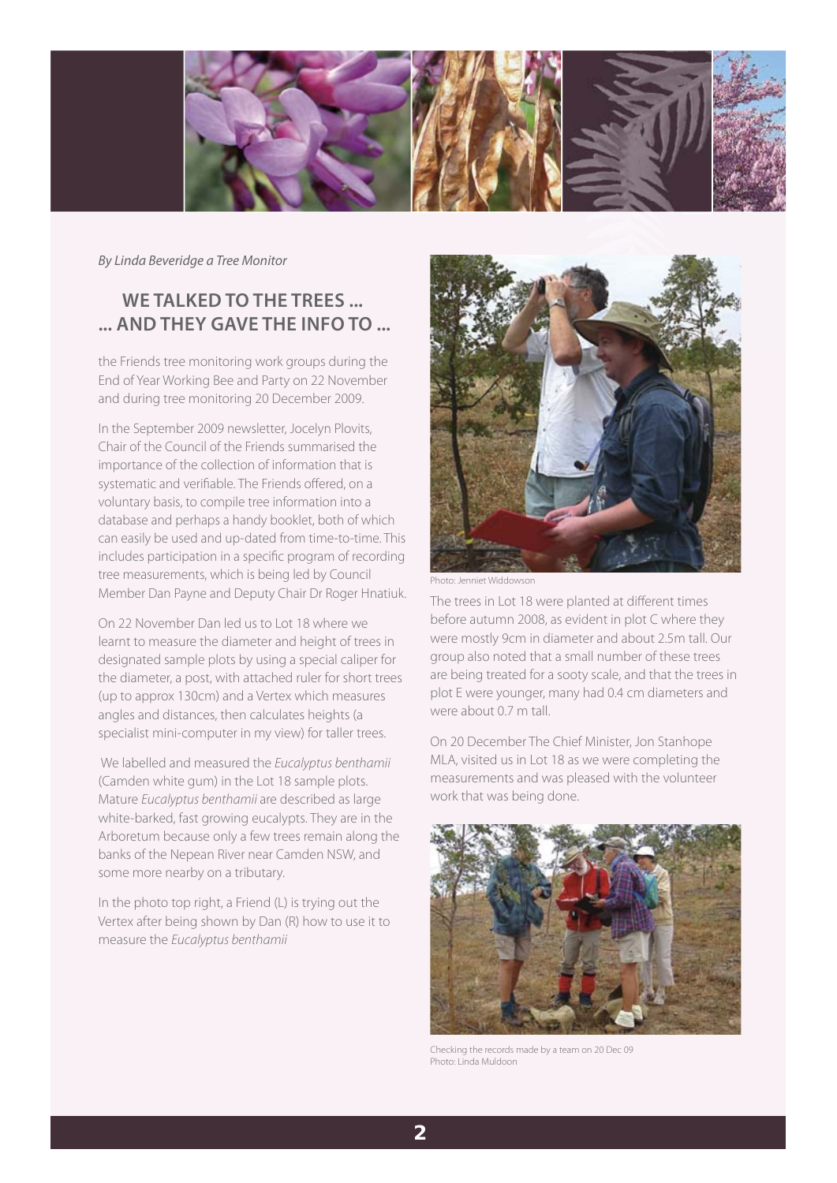*By Linda Beveridge a Tree Monitor*

## WE TALKED TO THE TREES ... ... AND THEY GAVE THE INFO TO ...

the Friends tree monitoring work groups during the End of Year Working Bee and Party on 22 November and during tree monitoring 20 December 2009.

In the September 2009 newsletter, Jocelyn Plovits, Chair of the Council of the Friends summarised the importance of the collection of information that is systematic and verifiable. The Friends offered, on a voluntary basis, to compile tree information into a database and perhaps a handy booklet, both of which can easily be used and up-dated from time-to-time. This includes participation in a specific program of recording tree measurements, which is being led by Council Member Dan Payne and Deputy Chair Dr Roger Hnatiuk.

On 22 November Dan led us to Lot 18 where we learnt to measure the diameter and height of trees in designated sample plots by using a special caliper for the diameter, a post, with attached ruler for short trees (up to approx 130cm) and a Vertex which measures angles and distances, then calculates heights (a specialist mini-computer in my view) for taller trees.

We labelled and measured the *Eucalyptus benthamii* (Camden white gum) in the Lot 18 sample plots. Mature *Eucalyptus benthamii* are described as large white-barked, fast growing eucalypts. They are in the Arboretum because only a few trees remain along the banks of the Nepean River near Camden NSW, and some more nearby on a tributary.

In the photo top right, a Friend (L) is trying out the Vertex after being shown by Dan (R) how to use it to measure the *Eucalyptus benthamii*

Photo: Jenniet Widdowson

The trees in Lot 18 were planted at different times before autumn 2008, as evident in plot C where they were mostly 9cm in diameter and about 2.5m tall. Our group also noted that a small number of these trees are being treated for a sooty scale, and that the trees in plot E were younger, many had 0.4 cm diameters and were about 0.7 m tall.

On 20 December The Chief Minister, Jon Stanhope MLA, visited us in Lot 18 as we were completing the measurements and was pleased with the volunteer work that was being done.

Checking the records made by a team on 20 Dec 09
Photo: Linda Muldoon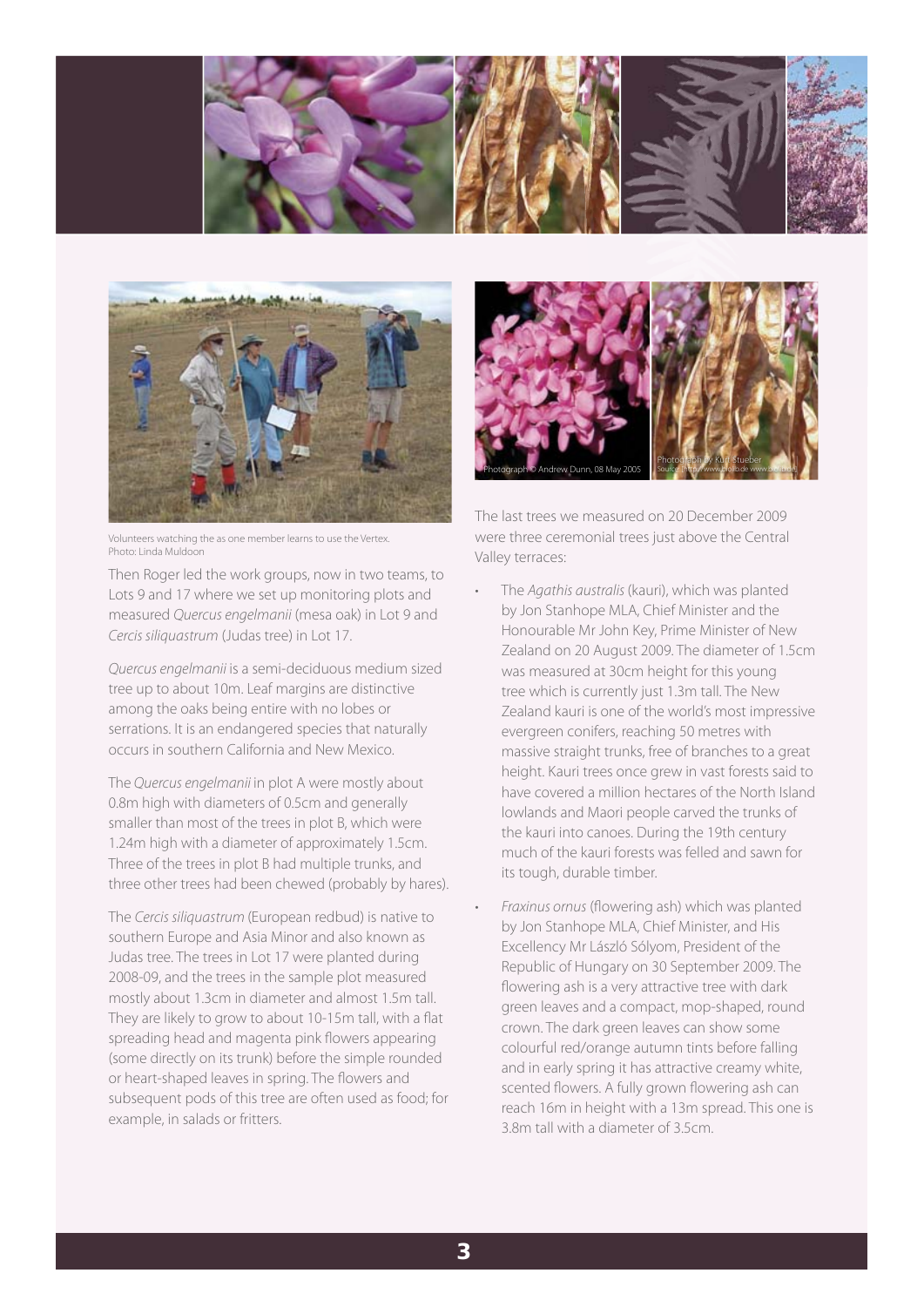Volunteers watching the as one member learns to use the Vertex.
Photo: Linda Muldoon

Then Roger led the work groups, now in two teams, to Lots 9 and 17 where we set up monitoring plots and measured *Quercus engelmanii* (mesa oak) in Lot 9 and *Cercis siliquastrum* (Judas tree) in Lot 17.

*Quercus engelmanii* is a semi-deciduous medium sized tree up to about 10m. Leaf margins are distinctive among the oaks being entire with no lobes or serrations. It is an endangered species that naturally occurs in southern California and New Mexico.

The *Quercus engelmanii* in plot A were mostly about 0.8m high with diameters of 0.5cm and generally smaller than most of the trees in plot B, which were 1.24m high with a diameter of approximately 1.5cm. Three of the trees in plot B had multiple trunks, and three other trees had been chewed (probably by hares).

The *Cercis siliquastrum* (European redbud) is native to southern Europe and Asia Minor and also known as Judas tree. The trees in Lot 17 were planted during 2008-09, and the trees in the sample plot measured mostly about 1.3cm in diameter and almost 1.5m tall. They are likely to grow to about 10-15m tall, with a flat spreading head and magenta pink flowers appearing (some directly on its trunk) before the simple rounded or heart-shaped leaves in spring. The flowers and subsequent pods of this tree are often used as food; for example, in salads or fritters.

Photograph © Andrew Dunn, 08 May 2005

Photograph by Kurt Stueber
Source: http://www.biolib.de www.biolib.de

The last trees we measured on 20 December 2009 were three ceremonial trees just above the Central Valley terraces:

- The *Agathis australis* (kauri), which was planted by Jon Stanhope MLA, Chief Minister and the Honourable Mr John Key, Prime Minister of New Zealand on 20 August 2009. The diameter of 1.5cm was measured at 30cm height for this young tree which is currently just 1.3m tall. The New Zealand kauri is one of the world's most impressive evergreen conifers, reaching 50 metres with massive straight trunks, free of branches to a great height. Kauri trees once grew in vast forests said to have covered a million hectares of the North Island lowlands and Maori people carved the trunks of the kauri into canoes. During the 19th century much of the kauri forests was felled and sawn for its tough, durable timber.
- *Fraxinus ornus* (flowering ash) which was planted by Jon Stanhope MLA, Chief Minister, and His Excellency Mr László Sólyom, President of the Republic of Hungary on 30 September 2009. The flowering ash is a very attractive tree with dark green leaves and a compact, mop-shaped, round crown. The dark green leaves can show some colourful red/orange autumn tints before falling and in early spring it has attractive creamy white, scented flowers. A fully grown flowering ash can reach 16m in height with a 13m spread. This one is 3.8m tall with a diameter of 3.5cm.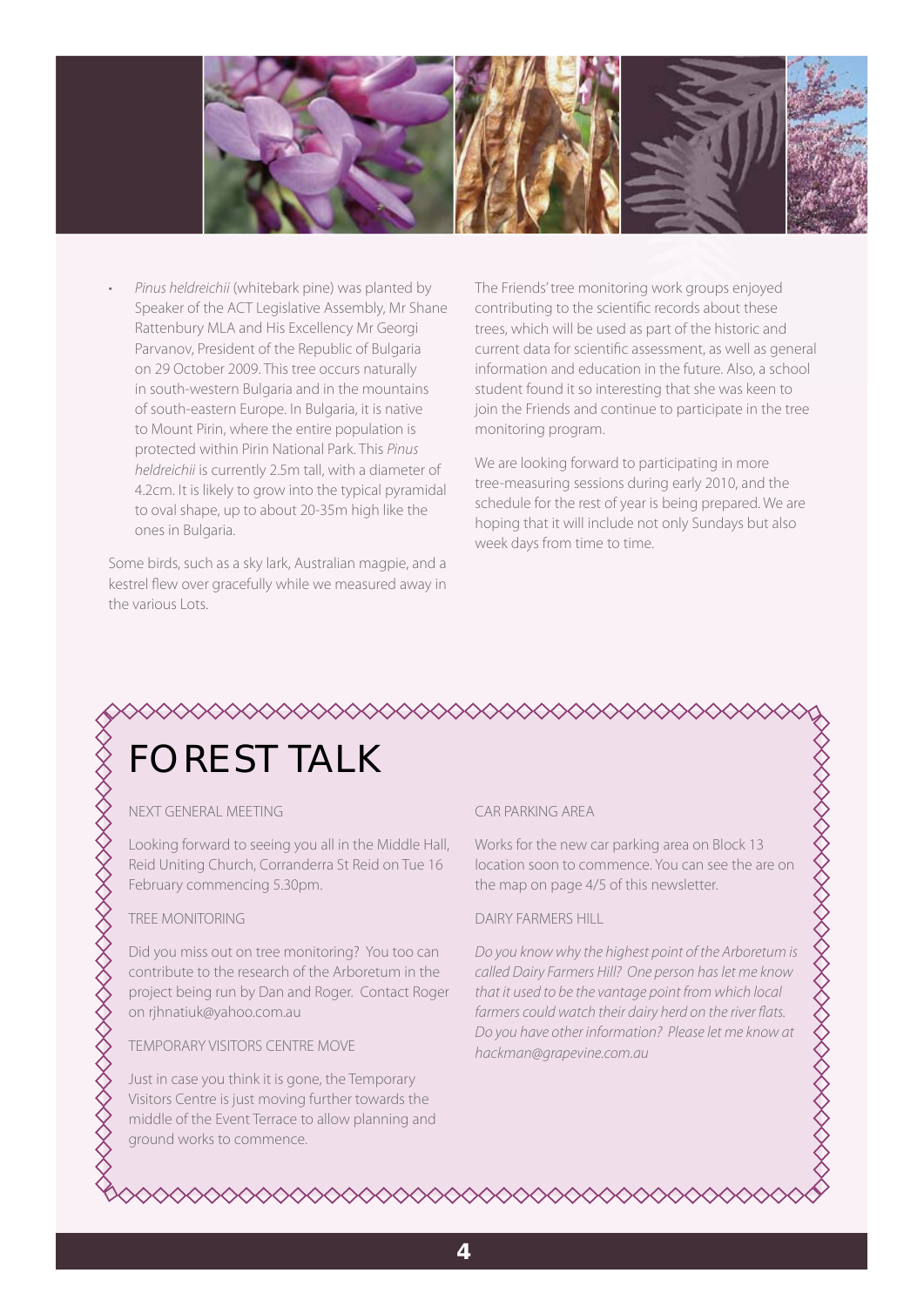- *Pinus heldreichii* (whitebark pine) was planted by Speaker of the ACT Legislative Assembly, Mr Shane Rattenbury MLA and His Excellency Mr Georgi Parvanov, President of the Republic of Bulgaria on 29 October 2009. This tree occurs naturally in south-western Bulgaria and in the mountains of south-eastern Europe. In Bulgaria, it is native to Mount Pirin, where the entire population is protected within Pirin National Park. This *Pinus heldreichii* is currently 2.5m tall, with a diameter of 4.2cm. It is likely to grow into the typical pyramidal to oval shape, up to about 20-35m high like the ones in Bulgaria.

Some birds, such as a sky lark, Australian magpie, and a kestrel flew over gracefully while we measured away in the various Lots.

The Friends' tree monitoring work groups enjoyed contributing to the scientific records about these trees, which will be used as part of the historic and current data for scientific assessment, as well as general information and education in the future. Also, a school student found it so interesting that she was keen to join the Friends and continue to participate in the tree monitoring program.

We are looking forward to participating in more tree-measuring sessions during early 2010, and the schedule for the rest of year is being prepared. We are hoping that it will include not only Sundays but also week days from time to time.

# FOREST TALK

## NEXT GENERAL MEETING

Looking forward to seeing you all in the Middle Hall, Reid Uniting Church, Corranderra St Reid on Tue 16 February commencing 5.30pm.

## TREE MONITORING

Did you miss out on tree monitoring? You too can contribute to the research of the Arboretum in the project being run by Dan and Roger. Contact Roger on rjhnatiuk@yahoo.com.au

## TEMPORARY VISITORS CENTRE MOVE

Just in case you think it is gone, the Temporary Visitors Centre is just moving further towards the middle of the Event Terrace to allow planning and ground works to commence.

## CAR PARKING AREA

Works for the new car parking area on Block 13 location soon to commence. You can see the are on the map on page 4/5 of this newsletter.

## DAIRY FARMERS HILL

*Do you know why the highest point of the Arboretum is called Dairy Farmers Hill? One person has let me know that it used to be the vantage point from which local farmers could watch their dairy herd on the river flats. Do you have other information? Please let me know at hackman@grapevine.com.au*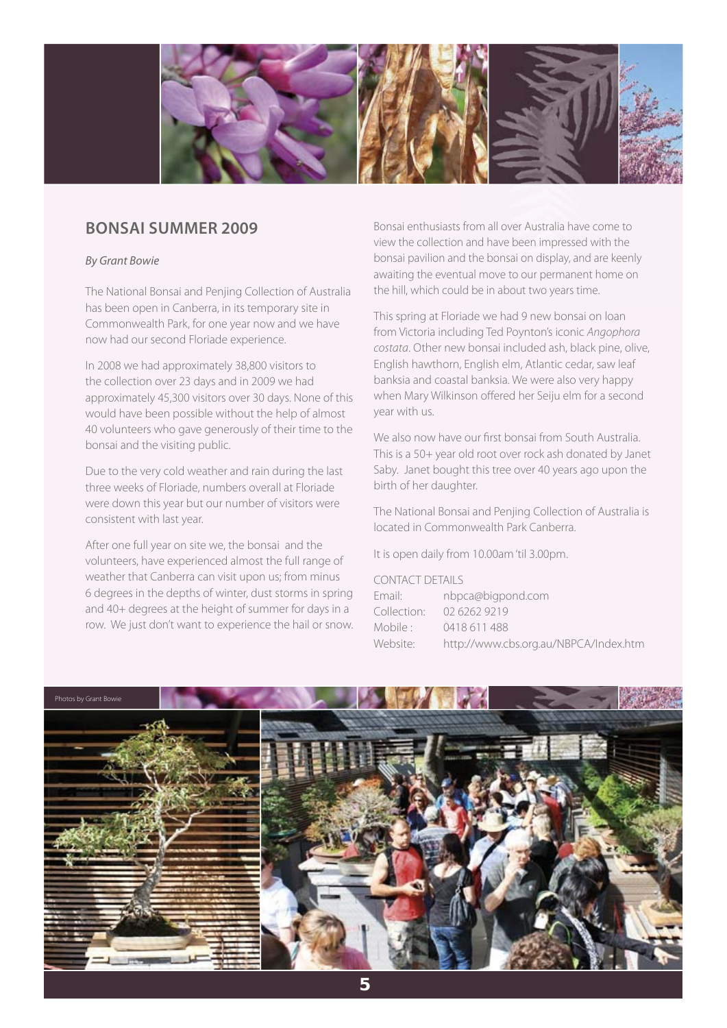## BONSAI SUMMER 2009

*By Grant Bowie*

The National Bonsai and Penjing Collection of Australia has been open in Canberra, in its temporary site in Commonwealth Park, for one year now and we have now had our second Floriade experience.

In 2008 we had approximately 38,800 visitors to the collection over 23 days and in 2009 we had approximately 45,300 visitors over 30 days. None of this would have been possible without the help of almost 40 volunteers who gave generously of their time to the bonsai and the visiting public.

Due to the very cold weather and rain during the last three weeks of Floriade, numbers overall at Floriade were down this year but our number of visitors were consistent with last year.

After one full year on site we, the bonsai and the volunteers, have experienced almost the full range of weather that Canberra can visit upon us; from minus 6 degrees in the depths of winter, dust storms in spring and 40+ degrees at the height of summer for days in a row. We just don't want to experience the hail or snow.

Bonsai enthusiasts from all over Australia have come to view the collection and have been impressed with the bonsai pavilion and the bonsai on display, and are keenly awaiting the eventual move to our permanent home on the hill, which could be in about two years time.

This spring at Floriade we had 9 new bonsai on loan from Victoria including Ted Poynton's iconic *Angophora costata*. Other new bonsai included ash, black pine, olive, English hawthorn, English elm, Atlantic cedar, saw leaf banksia and coastal banksia. We were also very happy when Mary Wilkinson offered her Seiju elm for a second year with us.

We also now have our first bonsai from South Australia. This is a 50+ year old root over rock ash donated by Janet Saby. Janet bought this tree over 40 years ago upon the birth of her daughter.

The National Bonsai and Penjing Collection of Australia is located in Commonwealth Park Canberra.

It is open daily from 10.00am 'til 3.00pm.

CONTACT DETAILS

Email: nbpca@bigpond.com
Collection: 02 6262 9219
Mobile : 0418 611 488
Website: http://www.cbs.org.au/NBPCA/Index.htm

Photos by Grant Bowie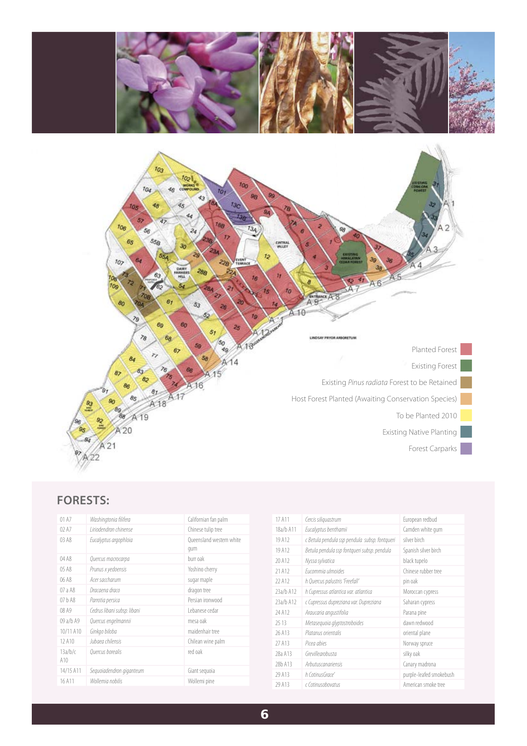Planted Forest

Existing Forest

Existing *Pinus radiata* Forest to be Retained

Host Forest Planted (Awaiting Conservation Species)

To be Planted 2010

Existing Native Planting

Forest Carparks

## FORESTS:

| | | |
|---|---|---|
| 01 A7 | *Washingtonia filifera* | Californian fan palm |
| 02 A7 | *Liriodendron chinense* | Chinese tulip tree |
| 03 A8 | *Eucalyptus argophloia* | Queensland western white gum |
| 04 A8 | *Quercus macrocarpa* | burr oak |
| 05 A8 | *Prunus x yedoensis* | Yoshino cherry |
| 06 A8 | *Acer saccharum* | sugar maple |
| 07 a A8 | *Dracaena draco* | dragon tree |
| 07 b A8 | *Parrotia persica* | Persian ironwood |
| 08 A9 | *Cedrus libani subsp. libani* | Lebanese cedar |
| 09 a/b A9 | *Quercus engelmannii* | mesa oak |
| 10/11 A10 | *Ginkgo biloba* | maidenhair tree |
| 12 A10 | *Jubaea chilensis* | Chilean wine palm |
| 13a/b/c A10 | *Quercus borealis* | red oak |
| 14/15 A11 | *Sequoiadendron giganteum* | Giant sequoia |
| 16 A11 | *Wollemia nobilis* | Wollemi pine |
| 17 A11 | *Cercis siliquastrum* | European redbud |
| 18a/b A11 | *Eucalyptus benthamii* | Camden white gum |
| 19 A12 | *c Betula pendula ssp pendula subsp. fontqueri* | silver birch |
| 19 A12 | *Betula pendula ssp fontqueri subsp. pendula* | Spanish silver birch |
| 20 A12 | *Nyssa sylvatica* | black tupelo |
| 21 A12 | *Eucommia ulmoides* | Chinese rubber tree |
| 22 A12 | *h Quercus palustris 'Freefall'* | pin oak |
| 23a/b A12 | *h Cupressus atlantica var. atlantica* | Moroccan cypress |
| 23a/b A12 | *c Cupressus dupreziana var. Dupreziana* | Saharan cypress |
| 24 A12 | *Araucaria angustifolia* | Parana pine |
| 25 13 | *Metasequoia glyptostroboides* | dawn redwood |
| 26 A13 | *Platanus orientalis* | oriental plane |
| 27 A13 | *Picea abies* | Norway spruce |
| 28a A13 | *Grevillearobusta* | silky oak |
| 28b A13 | *Arbutuscanariensis* | Canary madrona |
| 29 A13 | *h CotinusGrace'* | purple-leafed smokebush |
| 29 A13 | *c Cotinusobovatus* | American smoke tree |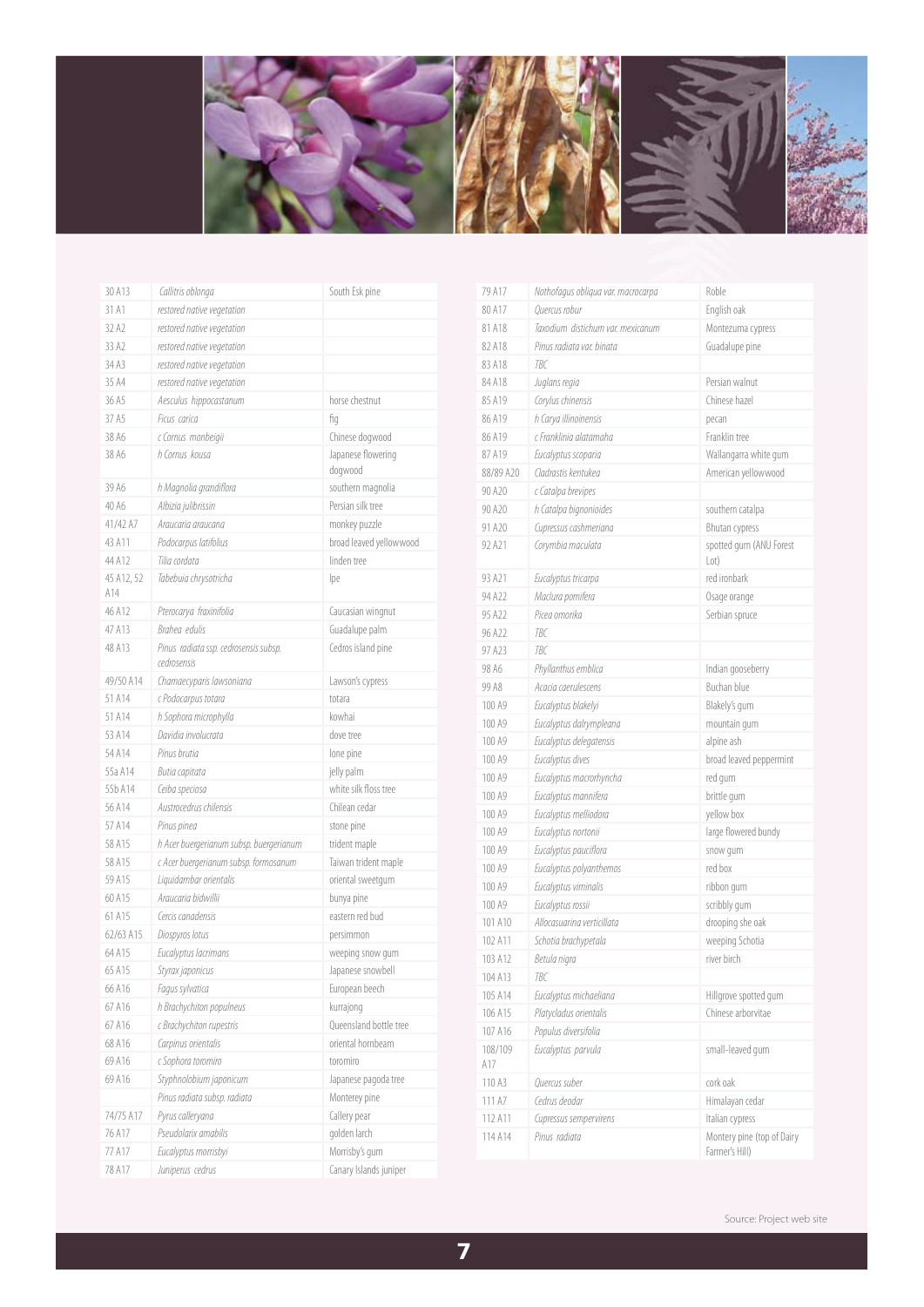| | | |
|---|---|---|
| 30 A13 | *Callitris oblonga* | South Esk pine |
| 31 A1 | *restored native vegetation* | |
| 32 A2 | *restored native vegetation* | |
| 33 A2 | *restored native vegetation* | |
| 34 A3 | *restored native vegetation* | |
| 35 A4 | *restored native vegetation* | |
| 36 A5 | *Aesculus hippocastanum* | horse chestnut |
| 37 A5 | *Ficus carica* | fig |
| 38 A6 | *c Cornus monbeigii* | Chinese dogwood |
| 38 A6 | *h Cornus kousa* | Japanese flowering dogwood |
| 39 A6 | *h Magnolia grandiflora* | southern magnolia |
| 40 A6 | *Albizia julibrissin* | Persian silk tree |
| 41/42 A7 | *Araucaria araucana* | monkey puzzle |
| 43 A11 | *Podocarpus latifolius* | broad leaved yellowwood |
| 44 A12 | *Tilia cordata* | linden tree |
| 45 A12, 52 A14 | *Tabebuia chrysotricha* | Ipe |
| 46 A12 | *Pterocarya fraxinifolia* | Caucasian wingnut |
| 47 A13 | *Brahea edulis* | Guadalupe palm |
| 48 A13 | *Pinus radiata ssp. cedrosensis subsp. cedrosensis* | Cedros island pine |
| 49/50 A14 | *Chamaecyparis lawsoniana* | Lawson's cypress |
| 51 A14 | *c Podocarpus totara* | totara |
| 51 A14 | *h Sophora microphylla* | kowhai |
| 53 A14 | *Davidia involucrata* | dove tree |
| 54 A14 | *Pinus brutia* | lone pine |
| 55a A14 | *Butia capitata* | jelly palm |
| 55b A14 | *Ceiba speciosa* | white silk floss tree |
| 56 A14 | *Austrocedrus chilensis* | Chilean cedar |
| 57 A14 | *Pinus pinea* | stone pine |
| 58 A15 | *h Acer buergerianum subsp. buergerianum* | trident maple |
| 58 A15 | *c Acer buergerianum subsp. formosanum* | Taiwan trident maple |
| 59 A15 | *Liquidambar orientalis* | oriental sweetgum |
| 60 A15 | *Araucaria bidwillii* | bunya pine |
| 61 A15 | *Cercis canadensis* | eastern red bud |
| 62/63 A15 | *Diospyros lotus* | persimmon |
| 64 A15 | *Eucalyptus lacrimans* | weeping snow gum |
| 65 A15 | *Styrax japonicus* | Japanese snowbell |
| 66 A16 | *Fagus sylvatica* | European beech |
| 67 A16 | *h Brachychiton populneus* | kurrajong |
| 67 A16 | *c Brachychiton rupestris* | Queensland bottle tree |
| 68 A16 | *Carpinus orientalis* | oriental hornbeam |
| 69 A16 | *c Sophora toromiro* | toromiro |
| 69 A16 | *Styphnolobium japonicum* | Japanese pagoda tree |
| | *Pinus radiata subsp. radiata* | Monterey pine |
| 74/75 A17 | *Pyrus calleryana* | Callery pear |
| 76 A17 | *Pseudolarix amabilis* | golden larch |
| 77 A17 | *Eucalyptus morrisbyi* | Morrisby's gum |
| 78 A17 | *Juniperus cedrus* | Canary Islands juniper |
| 79 A17 | *Nothofagus obliqua var. macrocarpa* | Roble |
| 80 A17 | *Quercus robur* | English oak |
| 81 A18 | *Taxodium distichum var. mexicanum* | Montezuma cypress |
| 82 A18 | *Pinus radiata var. binata* | Guadalupe pine |
| 83 A18 | *TBC* | |
| 84 A18 | *Juglans regia* | Persian walnut |
| 85 A19 | *Corylus chinensis* | Chinese hazel |
| 86 A19 | *h Carya illinoinensis* | pecan |
| 86 A19 | *c Franklinia alatamaha* | Franklin tree |
| 87 A19 | *Eucalyptus scoparia* | Wallangarra white gum |
| 88/89 A20 | *Cladrastis kentukea* | American yellowwood |
| 90 A20 | *c Catalpa brevipes* | |
| 90 A20 | *h Catalpa bignonioides* | southern catalpa |
| 91 A20 | *Cupressus cashmeriana* | Bhutan cypress |
| 92 A21 | *Corymbia maculata* | spotted gum (ANU Forest Lot) |
| 93 A21 | *Eucalyptus tricarpa* | red ironbark |
| 94 A22 | *Maclura pomifera* | Osage orange |
| 95 A22 | *Picea omorika* | Serbian spruce |
| 96 A22 | *TBC* | |
| 97 A23 | *TBC* | |
| 98 A6 | *Phyllanthus emblica* | Indian gooseberry |
| 99 A8 | *Acacia caerulescens* | Buchan blue |
| 100 A9 | *Eucalyptus blakelyi* | Blakely's gum |
| 100 A9 | *Eucalyptus dalrympleana* | mountain gum |
| 100 A9 | *Eucalyptus delegatensis* | alpine ash |
| 100 A9 | *Eucalyptus dives* | broad leaved peppermint |
| 100 A9 | *Eucalyptus macrorhyncha* | red gum |
| 100 A9 | *Eucalyptus mannifera* | brittle gum |
| 100 A9 | *Eucalyptus melliodora* | yellow box |
| 100 A9 | *Eucalyptus nortonii* | large flowered bundy |
| 100 A9 | *Eucalyptus pauciflora* | snow gum |
| 100 A9 | *Eucalyptus polyanthemos* | red box |
| 100 A9 | *Eucalyptus viminalis* | ribbon gum |
| 100 A9 | *Eucalyptus rossii* | scribbly gum |
| 101 A10 | *Allocasuarina verticillata* | drooping she oak |
| 102 A11 | *Schotia brachypetala* | weeping Schotia |
| 103 A12 | *Betula nigra* | river birch |
| 104 A13 | *TBC* | |
| 105 A14 | *Eucalyptus michaeliana* | Hillgrove spotted gum |
| 106 A15 | *Platycladus orientalis* | Chinese arborvitae |
| 107 A16 | *Populus diversifolia* | |
| 108/109 A17 | *Eucalyptus parvula* | small-leaved gum |
| 110 A3 | *Quercus suber* | cork oak |
| 111 A7 | *Cedrus deodar* | Himalayan cedar |
| 112 A11 | *Cupressus sempervirens* | Italian cypress |
| 114 A14 | *Pinus radiata* | Montery pine (top of Dairy Farmer's Hill) |

Source: Project web site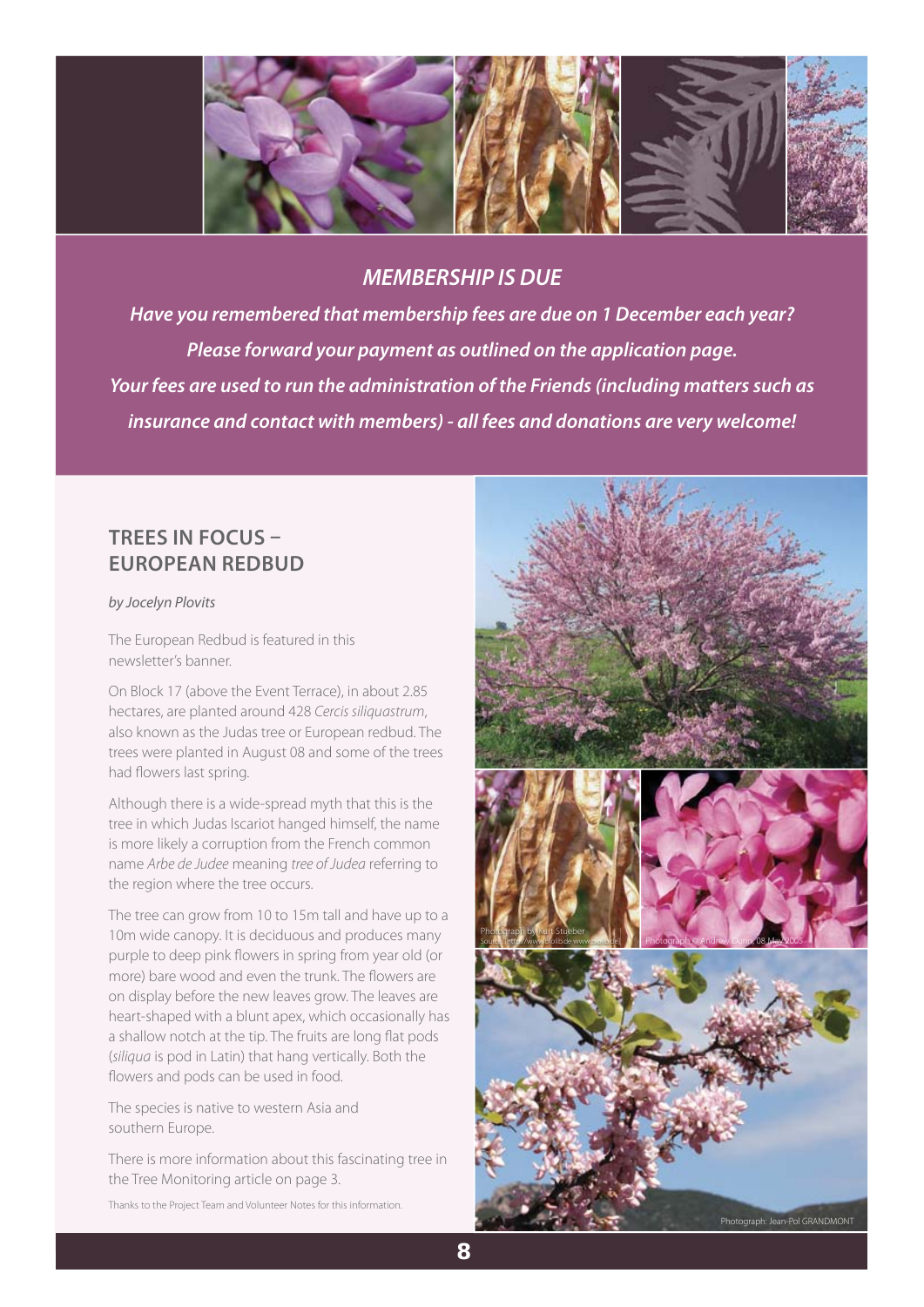## MEMBERSHIP IS DUE

***Have you remembered that membership fees are due on 1 December each year?***

***Please forward your payment as outlined on the application page.***

***Your fees are used to run the administration of the Friends (including matters such as insurance and contact with members) - all fees and donations are very welcome!***

## TREES IN FOCUS – EUROPEAN REDBUD

*by Jocelyn Plovits*

The European Redbud is featured in this newsletter's banner.

On Block 17 (above the Event Terrace), in about 2.85 hectares, are planted around 428 *Cercis siliquastrum*, also known as the Judas tree or European redbud. The trees were planted in August 08 and some of the trees had flowers last spring.

Although there is a wide-spread myth that this is the tree in which Judas Iscariot hanged himself, the name is more likely a corruption from the French common name *Arbe de Judee* meaning *tree of Judea* referring to the region where the tree occurs.

The tree can grow from 10 to 15m tall and have up to a 10m wide canopy. It is deciduous and produces many purple to deep pink flowers in spring from year old (or more) bare wood and even the trunk. The flowers are on display before the new leaves grow. The leaves are heart-shaped with a blunt apex, which occasionally has a shallow notch at the tip. The fruits are long flat pods (*siliqua* is pod in Latin) that hang vertically. Both the flowers and pods can be used in food.

The species is native to western Asia and southern Europe.

There is more information about this fascinating tree in the Tree Monitoring article on page 3.

Thanks to the Project Team and Volunteer Notes for this information.

Photograph by Kurt Stueber Source: http://www.biolib.de www.biolib.de

Photograph © Andrew Dunn, 08 May 2005

Photograph: Jean-Pol GRANDMONT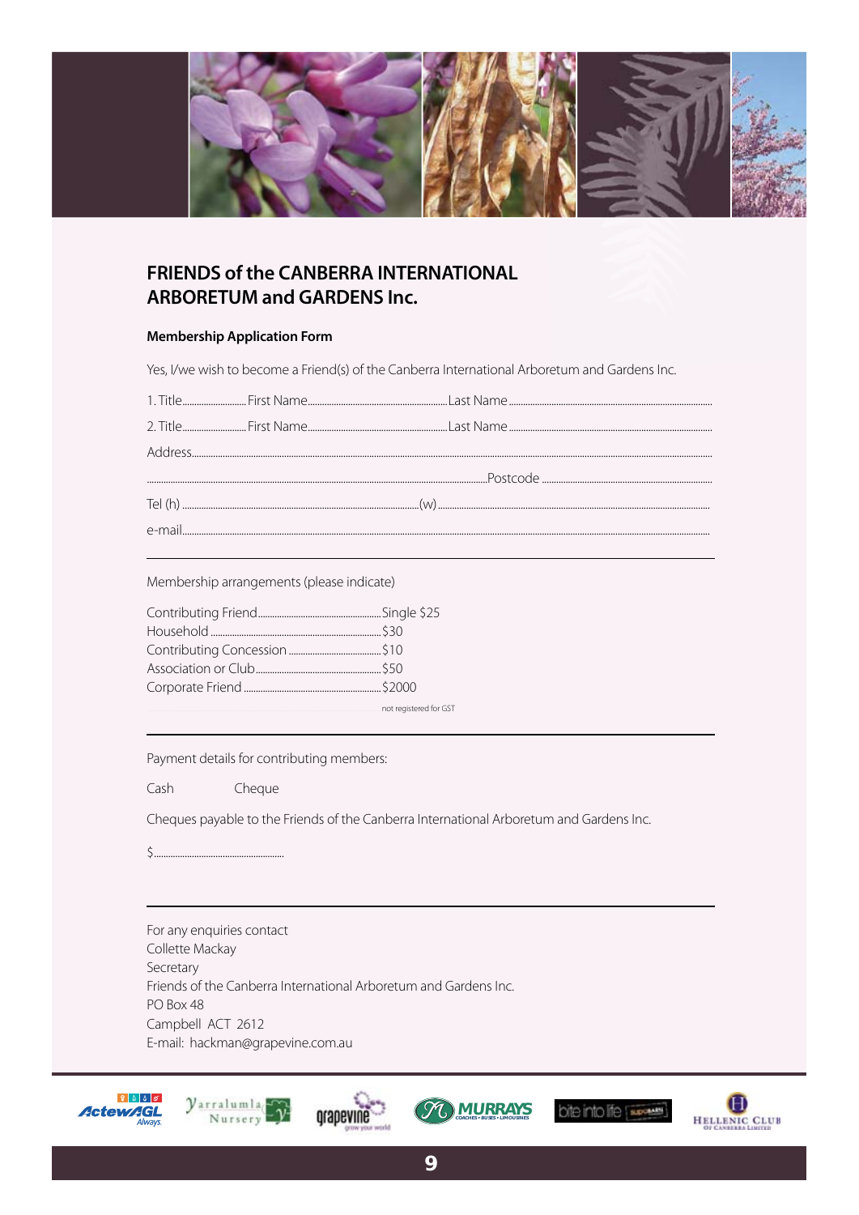## FRIENDS of the CANBERRA INTERNATIONAL ARBORETUM and GARDENS Inc.

### Membership Application Form

Yes, I/we wish to become a Friend(s) of the Canberra International Arboretum and Gardens Inc.

1. Title.......................... First Name.......................................................... Last Name....................................................................................

2. Title.......................... First Name.......................................................... Last Name....................................................................................

Address..........................................................................................................................................................................................................................

.................................................................................................................................................. Postcode .......................................................................

Tel (h) ................................................................................................... (w) ..............................................................................................................

e-mail..............................................................................................................................................................................................................................

---

Membership arrangements (please indicate)

Contributing Friend.................................................. Single $25
Household ........................................................................ $30
Contributing Concession ....................................... $10
Association or Club.................................................. $50
Corporate Friend ........................................................ $2000

not registered for GST

---

Payment details for contributing members:

Cash Cheque

Cheques payable to the Friends of the Canberra International Arboretum and Gardens Inc.

$.......................................................

---

For any enquiries contact
Collette Mackay
Secretary
Friends of the Canberra International Arboretum and Gardens Inc.
PO Box 48
Campbell ACT 2612
E-mail: hackman@grapevine.com.au

ActewAGL Always. Yarralumla Nursery grapevine grow your world MURRAYS COACHES • BUSES • LIMOUSINES bite into life Hellenic Club of Canberra Limited